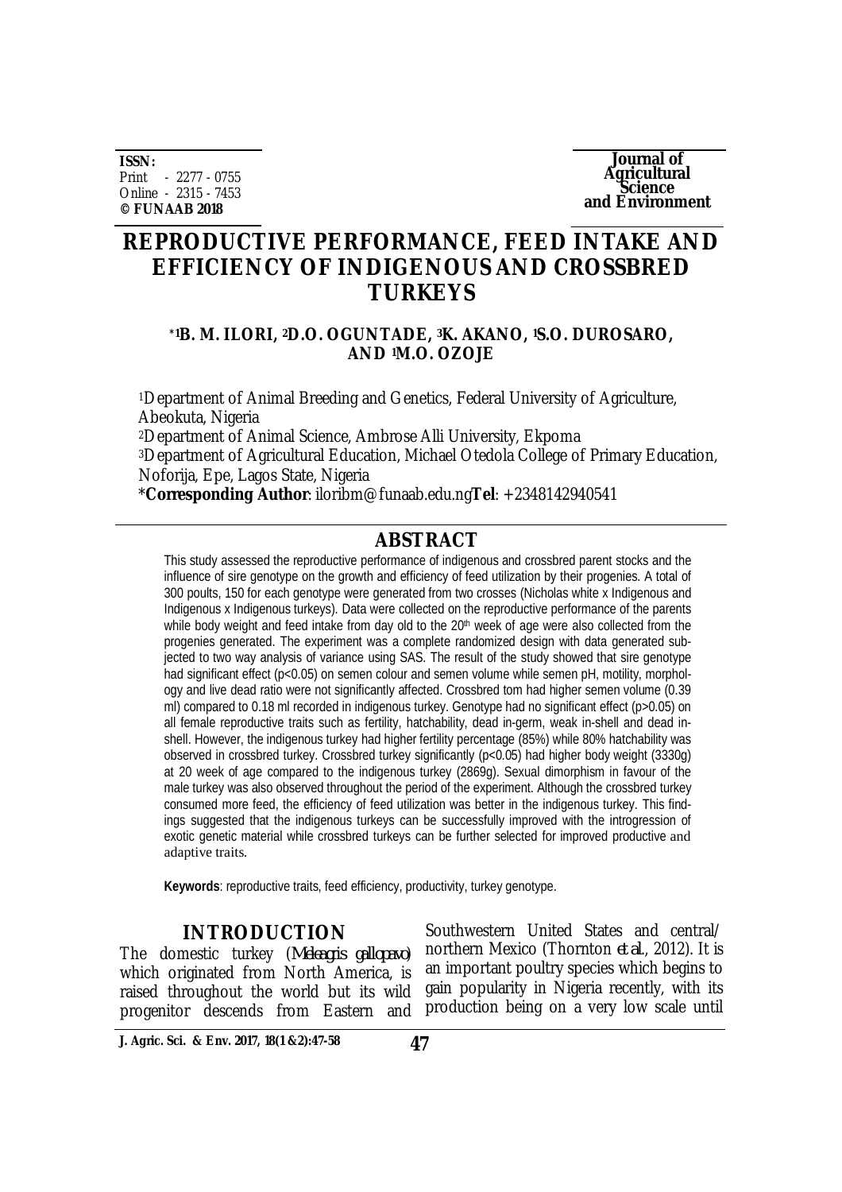**ISSN:**
Print - 2277 - 0755
Online - 2315 - 7453
**© FUNAAB 2018**

**Journal of Agricultural Science and Environment**

# REPRODUCTIVE PERFORMANCE, FEED INTAKE AND EFFICIENCY OF INDIGENOUS AND CROSSBRED TURKEYS

**[*1]B. M. ILORI, [2]D.O. OGUNTADE, [3]K. AKANO, [1]S.O. DUROSARO, AND [1]M.O. OZOJE**

[1]Department of Animal Breeding and Genetics, Federal University of Agriculture, Abeokuta, Nigeria

[2]Department of Animal Science, Ambrose Alli University, Ekpoma

[3]Department of Agricultural Education, Michael Otedola College of Primary Education, Noforija, Epe, Lagos State, Nigeria

***Corresponding Author**: iloribm@funaab.edu.ng **Tel**: +2348142940541

## ABSTRACT

This study assessed the reproductive performance of indigenous and crossbred parent stocks and the influence of sire genotype on the growth and efficiency of feed utilization by their progenies. A total of 300 poults, 150 for each genotype were generated from two crosses (Nicholas white x Indigenous and Indigenous x Indigenous turkeys). Data were collected on the reproductive performance of the parents while body weight and feed intake from day old to the 20[th] week of age were also collected from the progenies generated. The experiment was a complete randomized design with data generated subjected to two way analysis of variance using SAS. The result of the study showed that sire genotype had significant effect ($p<0.05$) on semen colour and semen volume while semen pH, motility, morphology and live dead ratio were not significantly affected. Crossbred tom had higher semen volume (0.39 ml) compared to 0.18 ml recorded in indigenous turkey. Genotype had no significant effect ($p>0.05$) on all female reproductive traits such as fertility, hatchability, dead in-germ, weak in-shell and dead in-shell. However, the indigenous turkey had higher fertility percentage (85%) while 80% hatchability was observed in crossbred turkey. Crossbred turkey significantly ($p<0.05$) had higher body weight (3330g) at 20 week of age compared to the indigenous turkey (2869g). Sexual dimorphism in favour of the male turkey was also observed throughout the period of the experiment. Although the crossbred turkey consumed more feed, the efficiency of feed utilization was better in the indigenous turkey. This findings suggested that the indigenous turkeys can be successfully improved with the introgression of exotic genetic material while crossbred turkeys can be further selected for improved productive and adaptive traits.

**Keywords**: reproductive traits, feed efficiency, productivity, turkey genotype.

## INTRODUCTION

The domestic turkey (*Meleagris gallopavo*) which originated from North America, is raised throughout the world but its wild progenitor descends from Eastern and Southwestern United States and central/ northern Mexico (Thornton *et al*., 2012). It is an important poultry species which begins to gain popularity in Nigeria recently, with its production being on a very low scale until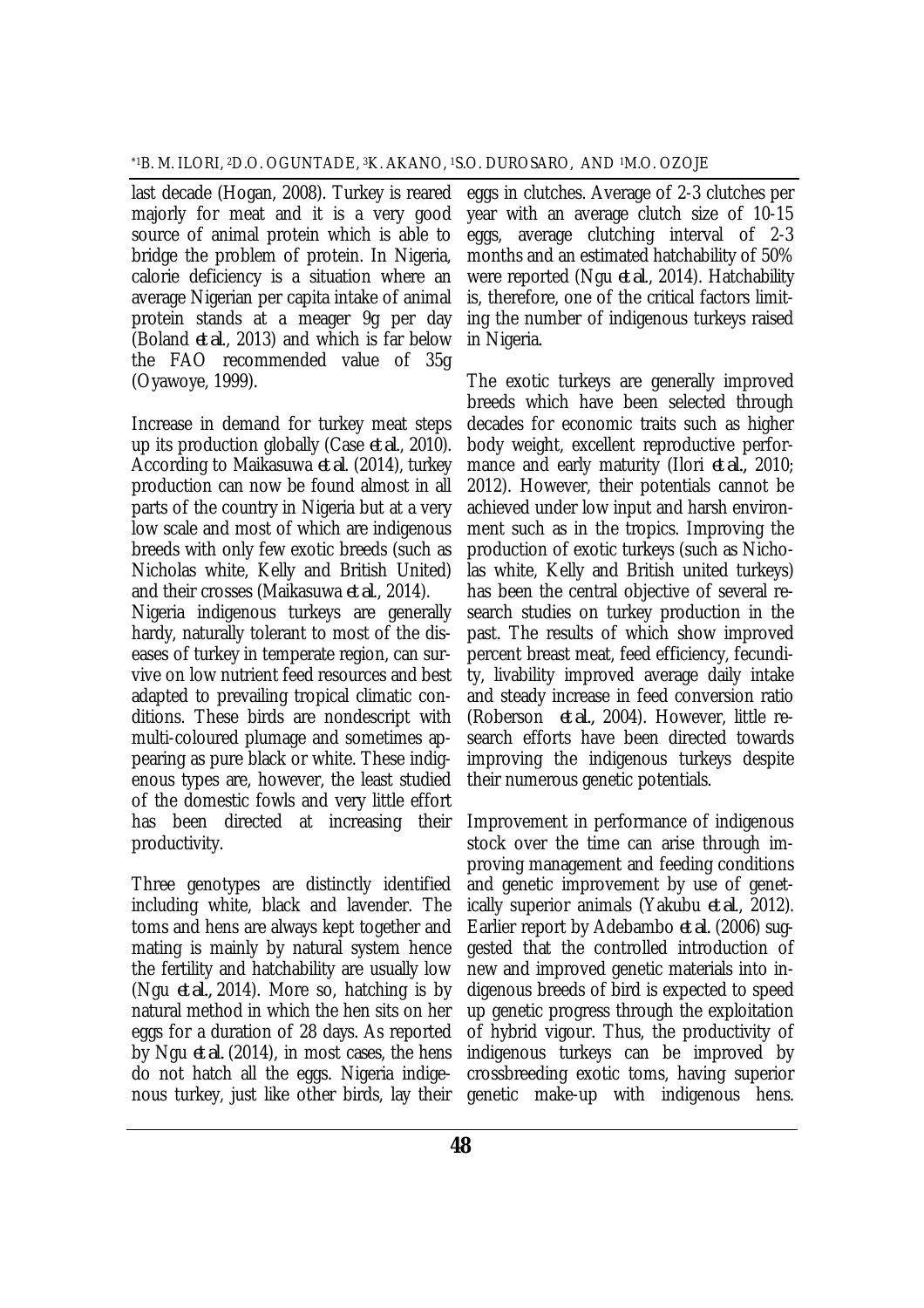last decade (Hogan, 2008). Turkey is reared majorly for meat and it is a very good source of animal protein which is able to bridge the problem of protein. In Nigeria, calorie deficiency is a situation where an average Nigerian per capita intake of animal protein stands at a meager 9g per day (Boland *et al.*, 2013) and which is far below the FAO recommended value of 35g (Oyawoye, 1999).

Increase in demand for turkey meat steps up its production globally (Case *et al.*, 2010). According to Maikasuwa *et al.* (2014), turkey production can now be found almost in all parts of the country in Nigeria but at a very low scale and most of which are indigenous breeds with only few exotic breeds (such as Nicholas white, Kelly and British United) and their crosses (Maikasuwa *et al.*, 2014).

Nigeria indigenous turkeys are generally hardy, naturally tolerant to most of the diseases of turkey in temperate region, can survive on low nutrient feed resources and best adapted to prevailing tropical climatic conditions. These birds are nondescript with multi-coloured plumage and sometimes appearing as pure black or white. These indigenous types are, however, the least studied of the domestic fowls and very little effort has been directed at increasing their productivity.

Three genotypes are distinctly identified including white, black and lavender. The toms and hens are always kept together and mating is mainly by natural system hence the fertility and hatchability are usually low (Ngu *et al.*, 2014). More so, hatching is by natural method in which the hen sits on her eggs for a duration of 28 days. As reported by Ngu *et al.* (2014), in most cases, the hens do not hatch all the eggs. Nigeria indigenous turkey, just like other birds, lay their eggs in clutches. Average of 2-3 clutches per year with an average clutch size of 10-15 eggs, average clutching interval of 2-3 months and an estimated hatchability of 50% were reported (Ngu *et al.*, 2014). Hatchability is, therefore, one of the critical factors limiting the number of indigenous turkeys raised in Nigeria.

The exotic turkeys are generally improved breeds which have been selected through decades for economic traits such as higher body weight, excellent reproductive performance and early maturity (Ilori *et al.*, 2010; 2012). However, their potentials cannot be achieved under low input and harsh environment such as in the tropics. Improving the production of exotic turkeys (such as Nicholas white, Kelly and British united turkeys) has been the central objective of several research studies on turkey production in the past. The results of which show improved percent breast meat, feed efficiency, fecundity, livability improved average daily intake and steady increase in feed conversion ratio (Roberson *et al.*, 2004). However, little research efforts have been directed towards improving the indigenous turkeys despite their numerous genetic potentials.

Improvement in performance of indigenous stock over the time can arise through improving management and feeding conditions and genetic improvement by use of genetically superior animals (Yakubu *et al.*, 2012). Earlier report by Adebambo *et al.* (2006) suggested that the controlled introduction of new and improved genetic materials into indigenous breeds of bird is expected to speed up genetic progress through the exploitation of hybrid vigour. Thus, the productivity of indigenous turkeys can be improved by crossbreeding exotic toms, having superior genetic make-up with indigenous hens.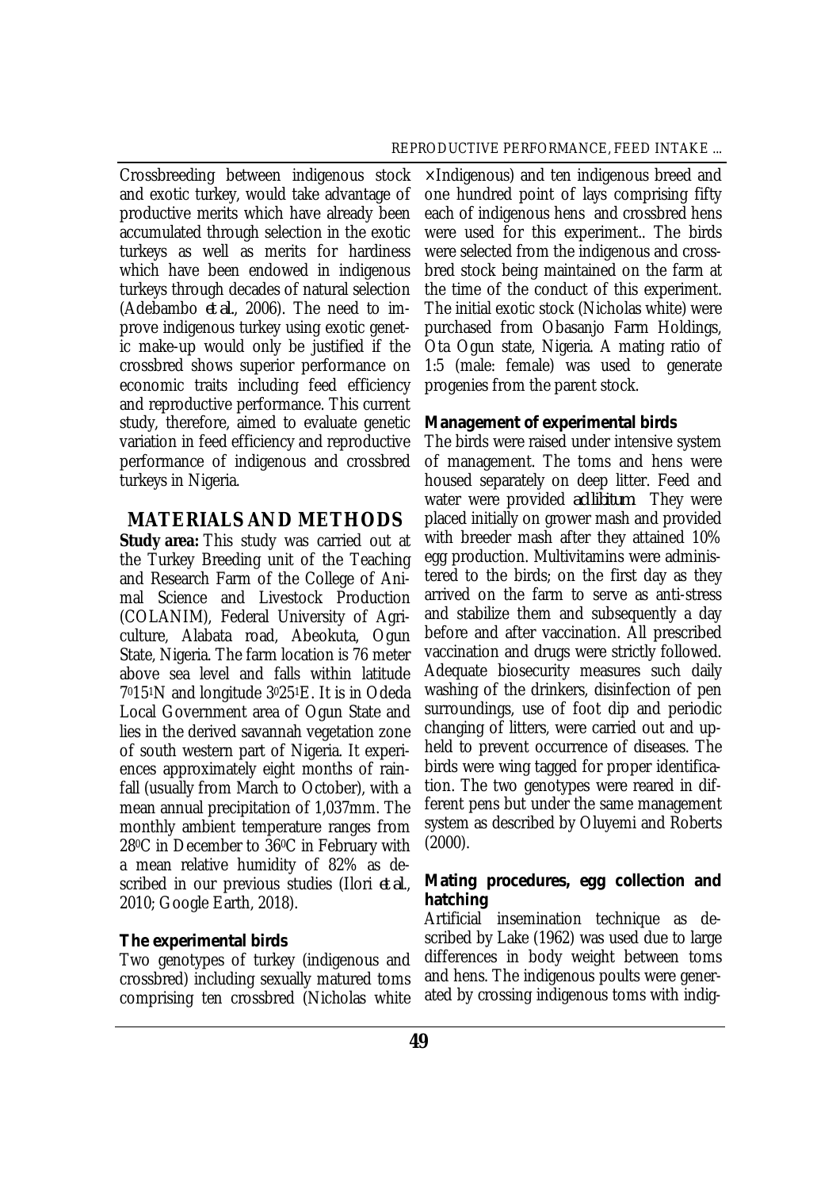Crossbreeding between indigenous stock and exotic turkey, would take advantage of productive merits which have already been accumulated through selection in the exotic turkeys as well as merits for hardiness which have been endowed in indigenous turkeys through decades of natural selection (Adebambo *et al.*, 2006). The need to improve indigenous turkey using exotic genetic make-up would only be justified if the crossbred shows superior performance on economic traits including feed efficiency and reproductive performance. This current study, therefore, aimed to evaluate genetic variation in feed efficiency and reproductive performance of indigenous and crossbred turkeys in Nigeria.

## MATERIALS AND METHODS

**Study area:** This study was carried out at the Turkey Breeding unit of the Teaching and Research Farm of the College of Animal Science and Livestock Production (COLANIM), Federal University of Agriculture, Alabata road, Abeokuta, Ogun State, Nigeria. The farm location is 76 meter above sea level and falls within latitude $7^{0}15^{1}$N and longitude $3^{0}25^{1}$E. It is in Odeda Local Government area of Ogun State and lies in the derived savannah vegetation zone of south western part of Nigeria. It experiences approximately eight months of rainfall (usually from March to October), with a mean annual precipitation of 1,037mm. The monthly ambient temperature ranges from $28^{0}$C in December to $36^{0}$C in February with a mean relative humidity of 82% as described in our previous studies (Ilori *et al.*, 2010; Google Earth, 2018).

### The experimental birds

Two genotypes of turkey (indigenous and crossbred) including sexually matured toms comprising ten crossbred (Nicholas white × Indigenous) and ten indigenous breed and one hundred point of lays comprising fifty each of indigenous hens and crossbred hens were used for this experiment.. The birds were selected from the indigenous and crossbred stock being maintained on the farm at the time of the conduct of this experiment. The initial exotic stock (Nicholas white) were purchased from Obasanjo Farm Holdings, Ota Ogun state, Nigeria. A mating ratio of 1:5 (male: female) was used to generate progenies from the parent stock.

### Management of experimental birds

The birds were raised under intensive system of management. The toms and hens were housed separately on deep litter. Feed and water were provided *ad libitum*. They were placed initially on grower mash and provided with breeder mash after they attained 10% egg production. Multivitamins were administered to the birds; on the first day as they arrived on the farm to serve as anti-stress and stabilize them and subsequently a day before and after vaccination. All prescribed vaccination and drugs were strictly followed. Adequate biosecurity measures such daily washing of the drinkers, disinfection of pen surroundings, use of foot dip and periodic changing of litters, were carried out and upheld to prevent occurrence of diseases. The birds were wing tagged for proper identification. The two genotypes were reared in different pens but under the same management system as described by Oluyemi and Roberts (2000).

### Mating procedures, egg collection and hatching

Artificial insemination technique as described by Lake (1962) was used due to large differences in body weight between toms and hens. The indigenous poults were generated by crossing indigenous toms with indig-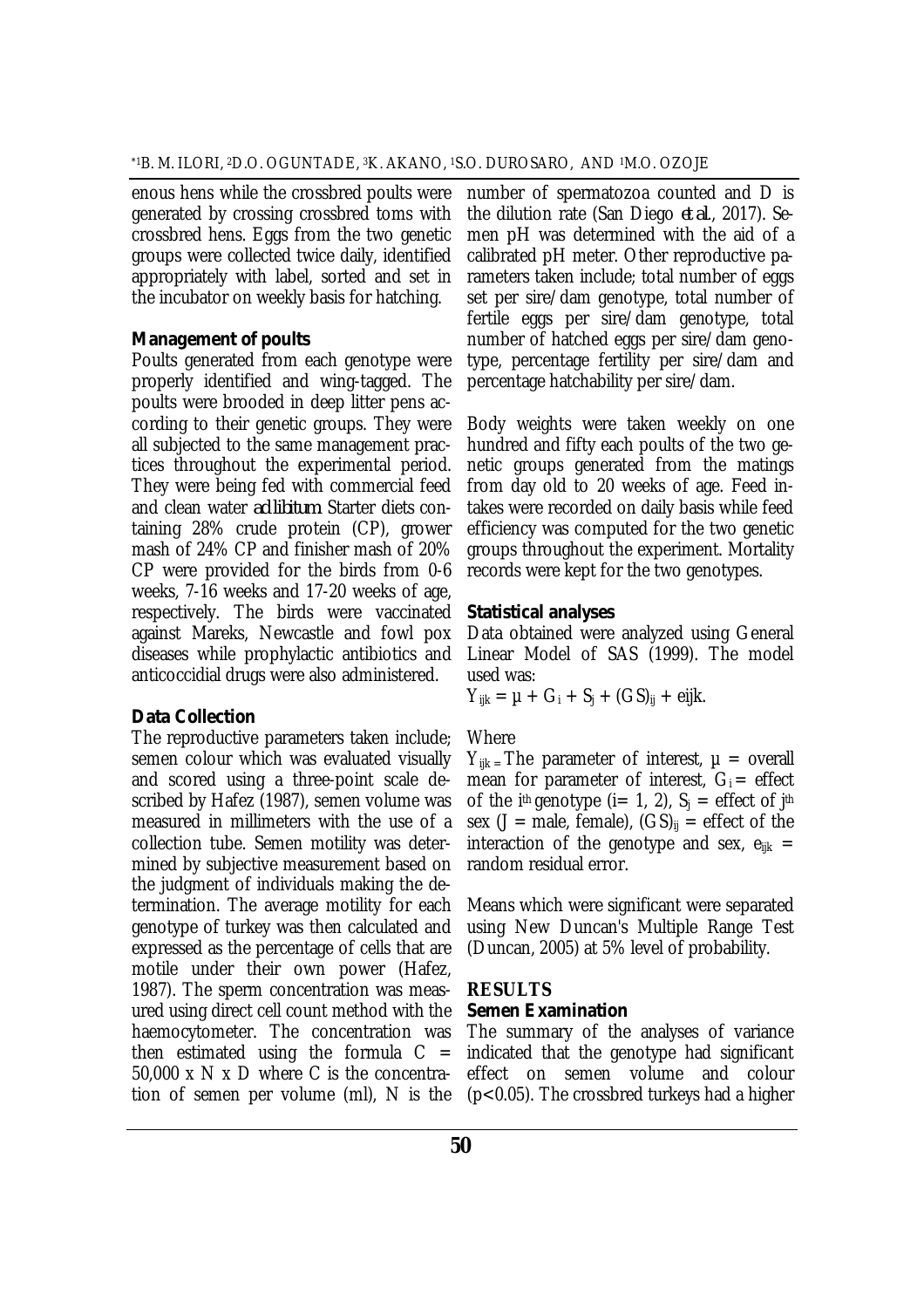enous hens while the crossbred poults were generated by crossing crossbred toms with crossbred hens. Eggs from the two genetic groups were collected twice daily, identified appropriately with label, sorted and set in the incubator on weekly basis for hatching.

**Management of poults**

Poults generated from each genotype were properly identified and wing-tagged. The poults were brooded in deep litter pens according to their genetic groups. They were all subjected to the same management practices throughout the experimental period. They were being fed with commercial feed and clean water *ad libitum*. Starter diets containing 28% crude protein (CP), grower mash of 24% CP and finisher mash of 20% CP were provided for the birds from 0-6 weeks, 7-16 weeks and 17-20 weeks of age, respectively. The birds were vaccinated against Mareks, Newcastle and fowl pox diseases while prophylactic antibiotics and anticoccidial drugs were also administered.

**Data Collection**

The reproductive parameters taken include; semen colour which was evaluated visually and scored using a three-point scale described by Hafez (1987), semen volume was measured in millimeters with the use of a collection tube. Semen motility was determined by subjective measurement based on the judgment of individuals making the determination. The average motility for each genotype of turkey was then calculated and expressed as the percentage of cells that are motile under their own power (Hafez, 1987). The sperm concentration was measured using direct cell count method with the haemocytometer. The concentration was then estimated using the formula $C = 50{,}000 \times N \times D$ where C is the concentration of semen per volume (ml), N is the number of spermatozoa counted and D is the dilution rate (San Diego *et al*., 2017). Semen pH was determined with the aid of a calibrated pH meter. Other reproductive parameters taken include; total number of eggs set per sire/dam genotype, total number of fertile eggs per sire/dam genotype, total number of hatched eggs per sire/dam genotype, percentage fertility per sire/dam and percentage hatchability per sire/dam.

Body weights were taken weekly on one hundred and fifty each poults of the two genetic groups generated from the matings from day old to 20 weeks of age. Feed intakes were recorded on daily basis while feed efficiency was computed for the two genetic groups throughout the experiment. Mortality records were kept for the two genotypes.

**Statistical analyses**

Data obtained were analyzed using General Linear Model of SAS (1999). The model used was:

$$Y_{ijk} = \mu + G_i + S_j + (GS)_{ij} + e_{ijk}.$$

Where

$Y_{ijk}$ = The parameter of interest, $\mu$ = overall mean for parameter of interest, $G_i$ = effect of the $i^{th}$ genotype (i= 1, 2), $S_j$ = effect of $j^{th}$ sex (J = male, female), $(GS)_{ij}$ = effect of the interaction of the genotype and sex, $e_{ijk}$ = random residual error.

Means which were significant were separated using New Duncan's Multiple Range Test (Duncan, 2005) at 5% level of probability.

## RESULTS

**Semen Examination**

The summary of the analyses of variance indicated that the genotype had significant effect on semen volume and colour ($p<0.05$). The crossbred turkeys had a higher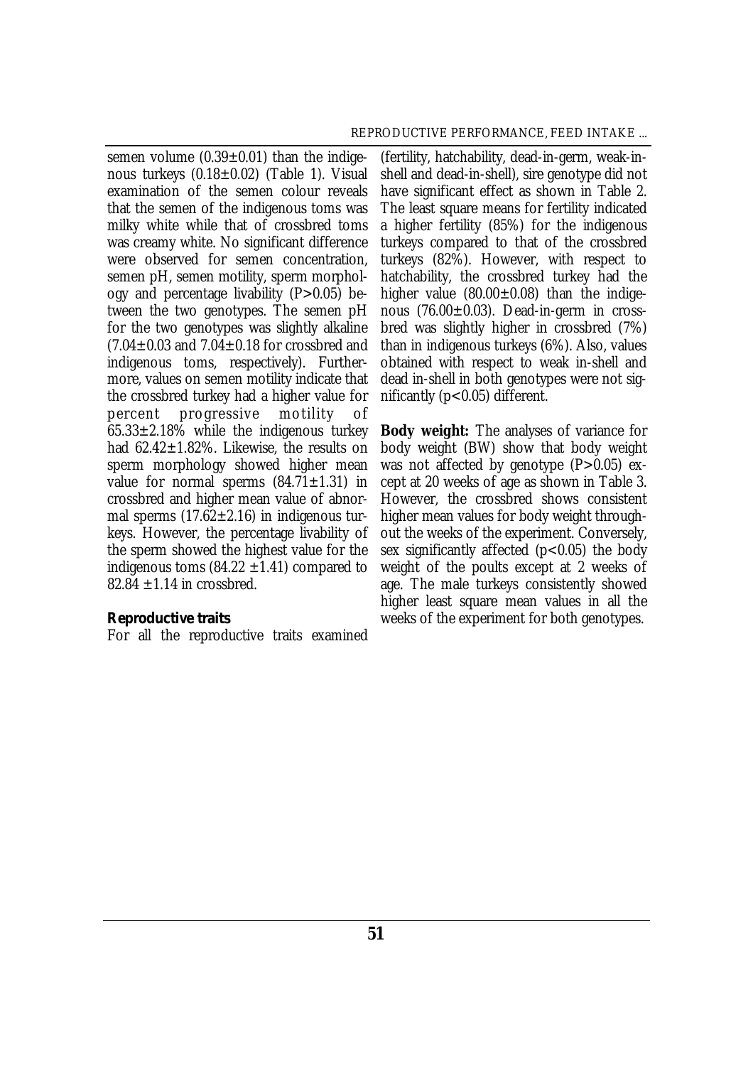semen volume (0.39±0.01) than the indigenous turkeys (0.18±0.02) (Table 1). Visual examination of the semen colour reveals that the semen of the indigenous toms was milky white while that of crossbred toms was creamy white. No significant difference were observed for semen concentration, semen pH, semen motility, sperm morphology and percentage livability ($P>0.05$) between the two genotypes. The semen pH for the two genotypes was slightly alkaline (7.04±0.03 and 7.04±0.18 for crossbred and indigenous toms, respectively). Furthermore, values on semen motility indicate that the crossbred turkey had a higher value for percent progressive motility of 65.33±2.18% while the indigenous turkey had 62.42±1.82%. Likewise, the results on sperm morphology showed higher mean value for normal sperms (84.71±1.31) in crossbred and higher mean value of abnormal sperms (17.62±2.16) in indigenous turkeys. However, the percentage livability of the sperm showed the highest value for the indigenous toms (84.22 ±1.41) compared to 82.84 ±1.14 in crossbred.

**Reproductive traits**

For all the reproductive traits examined (fertility, hatchability, dead-in-germ, weak-in-shell and dead-in-shell), sire genotype did not have significant effect as shown in Table 2. The least square means for fertility indicated a higher fertility (85%) for the indigenous turkeys compared to that of the crossbred turkeys (82%). However, with respect to hatchability, the crossbred turkey had the higher value (80.00±0.08) than the indigenous (76.00±0.03). Dead-in-germ in crossbred was slightly higher in crossbred (7%) than in indigenous turkeys (6%). Also, values obtained with respect to weak in-shell and dead in-shell in both genotypes were not significantly ($p<0.05$) different.

**Body weight:** The analyses of variance for body weight (BW) show that body weight was not affected by genotype ($P>0.05$) except at 20 weeks of age as shown in Table 3. However, the crossbred shows consistent higher mean values for body weight throughout the weeks of the experiment. Conversely, sex significantly affected ($p<0.05$) the body weight of the poults except at 2 weeks of age. The male turkeys consistently showed higher least square mean values in all the weeks of the experiment for both genotypes.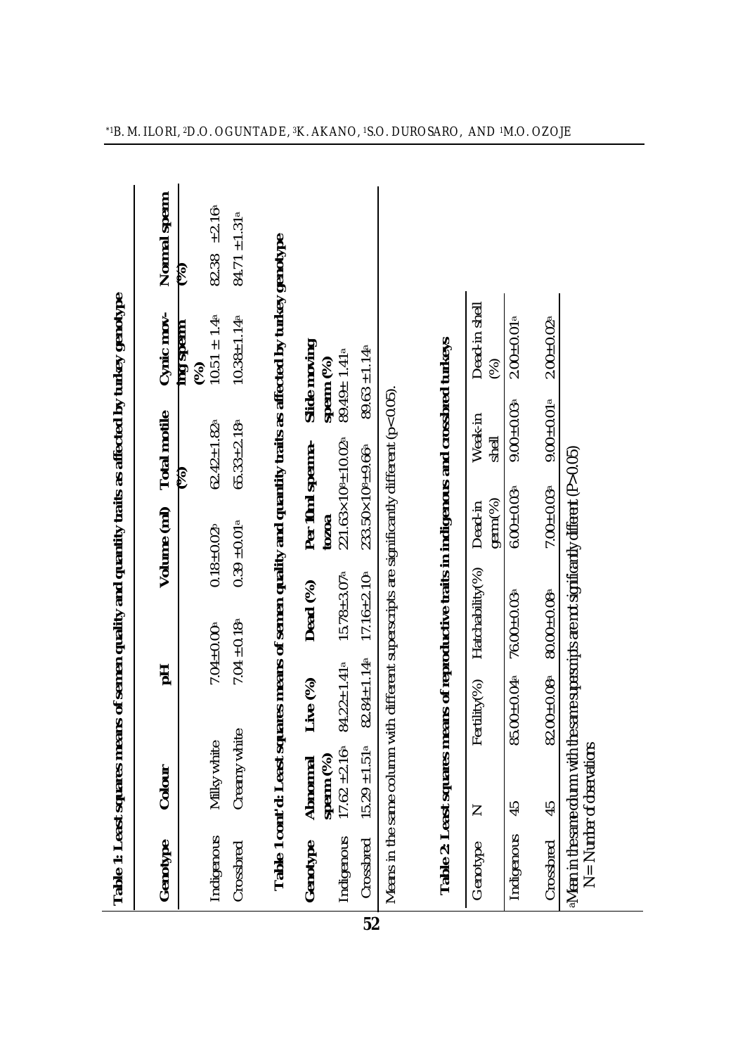**Table 1: Least squares means of semen quality and quantity traits as affected by turkey genotype**

| Genotype | Colour | pH | Volume (ml) | Total motile (%) | Cynic moving sperm (%) | Normal sperm (%) |
|---|---|---|---|---|---|---|
| Indigenous | Milky white | 7.04±0.00[a] | 0.18±0.02[b] | 62.42±1.82[a] | 10.51 ± 1.4[a] | 82.38 ±2.16[a] |
| Crossbred | Creamy white | 7.04 ±0.18[a] | 0.39 ±0.01[a] | 65.33±2.18[a] | 10.38±1.14[a] | 84.71 ±1.31[a] |

**Table 1 cont'd: Least squares means of semen quality and quantity traits as affected by turkey genotype**

| Genotype | Abnormal sperm (%) | Live (%) | Dead (%) | Per 10ml spermatozoa | Slide moving sperm (%) |
|---|---|---|---|---|---|
| Indigenous | 17.62 ±2.16[a] | 84.22±1.41[a] | 15.78±3.07[a] | $221.63\times10^{8}\pm10.02^{a}$ | 89.49± 1.41[a] |
| Crossbred | 15.29 ±1.51[a] | 82.84±1.14[a] | 17.16±2.10[a] | $233.50\times10^{8}\pm9.66^{a}$ | 89.63 ±1.14[a] |

Means in the same column with different superscripts are significantly different ($p<0.05$).

**Table 2: Least squares means of reproductive traits in indigenous and crossbred turkeys**

| Genotype | N | Fertility(%) | Hatchability(%) | Dead-in germ(%) | Weak-in shell | Dead-in shell (%) |
|---|---|---|---|---|---|---|
| Indigenous | 45 | 85.00±0.04[a] | 76.00±0.03[a] | 6.00±0.03[a] | 9.00±0.03[a] | 2.00±0.01[a] |
| Crossbred | 45 | 82.00±0.08[a] | 80.00±0.08[a] | 7.00±0.03[a] | 9.00±0.01[a] | 2.00±0.02[a] |

[a]Mean in the same column with the same superscripts are not significantly different ($P>0.05$)
N= Number of observations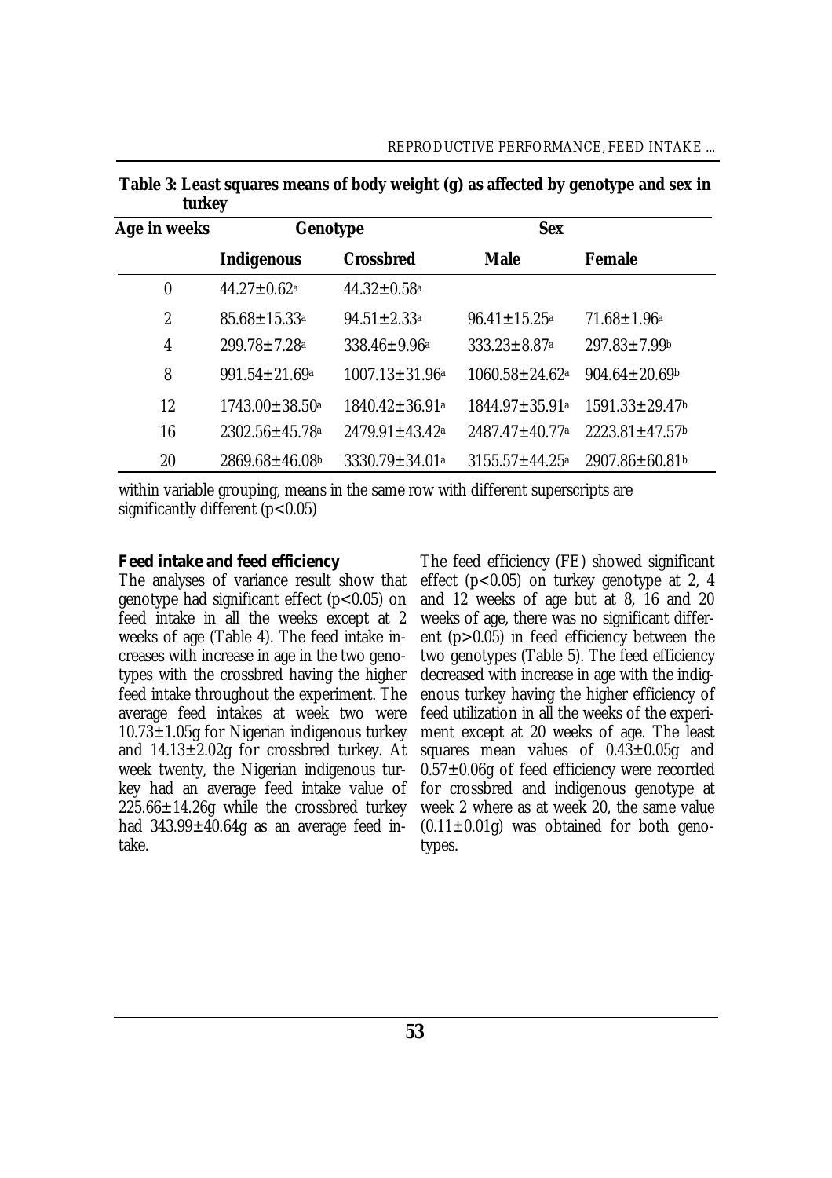**Table 3: Least squares means of body weight (g) as affected by genotype and sex in turkey**

| Age in weeks | Genotype | | Sex | |
|---|---|---|---|---|
| | **Indigenous** | **Crossbred** | **Male** | **Female** |
| 0 | $44.27 \pm 0.62^{a}$ | $44.32 \pm 0.58^{a}$ | | |
| 2 | $85.68 \pm 15.33^{a}$ | $94.51 \pm 2.33^{a}$ | $96.41 \pm 15.25^{a}$ | $71.68 \pm 1.96^{a}$ |
| 4 | $299.78 \pm 7.28^{a}$ | $338.46 \pm 9.96^{a}$ | $333.23 \pm 8.87^{a}$ | $297.83 \pm 7.99^{b}$ |
| 8 | $991.54 \pm 21.69^{a}$ | $1007.13 \pm 31.96^{a}$ | $1060.58 \pm 24.62^{a}$ | $904.64 \pm 20.69^{b}$ |
| 12 | $1743.00 \pm 38.50^{a}$ | $1840.42 \pm 36.91^{a}$ | $1844.97 \pm 35.91^{a}$ | $1591.33 \pm 29.47^{b}$ |
| 16 | $2302.56 \pm 45.78^{a}$ | $2479.91 \pm 43.42^{a}$ | $2487.47 \pm 40.77^{a}$ | $2223.81 \pm 47.57^{b}$ |
| 20 | $2869.68 \pm 46.08^{b}$ | $3330.79 \pm 34.01^{a}$ | $3155.57 \pm 44.25^{a}$ | $2907.86 \pm 60.81^{b}$ |

within variable grouping, means in the same row with different superscripts are significantly different ($p<0.05$)

**Feed intake and feed efficiency**

The analyses of variance result show that genotype had significant effect ($p<0.05$) on feed intake in all the weeks except at 2 weeks of age (Table 4). The feed intake increases with increase in age in the two genotypes with the crossbred having the higher feed intake throughout the experiment. The average feed intakes at week two were 10.73±1.05g for Nigerian indigenous turkey and 14.13±2.02g for crossbred turkey. At week twenty, the Nigerian indigenous turkey had an average feed intake value of 225.66±14.26g while the crossbred turkey had 343.99±40.64g as an average feed intake.

The feed efficiency (FE) showed significant effect ($p<0.05$) on turkey genotype at 2, 4 and 12 weeks of age but at 8, 16 and 20 weeks of age, there was no significant different ($p>0.05$) in feed efficiency between the two genotypes (Table 5). The feed efficiency decreased with increase in age with the indigenous turkey having the higher efficiency of feed utilization in all the weeks of the experiment except at 20 weeks of age. The least squares mean values of 0.43±0.05g and 0.57±0.06g of feed efficiency were recorded for crossbred and indigenous genotype at week 2 where as at week 20, the same value (0.11±0.01g) was obtained for both genotypes.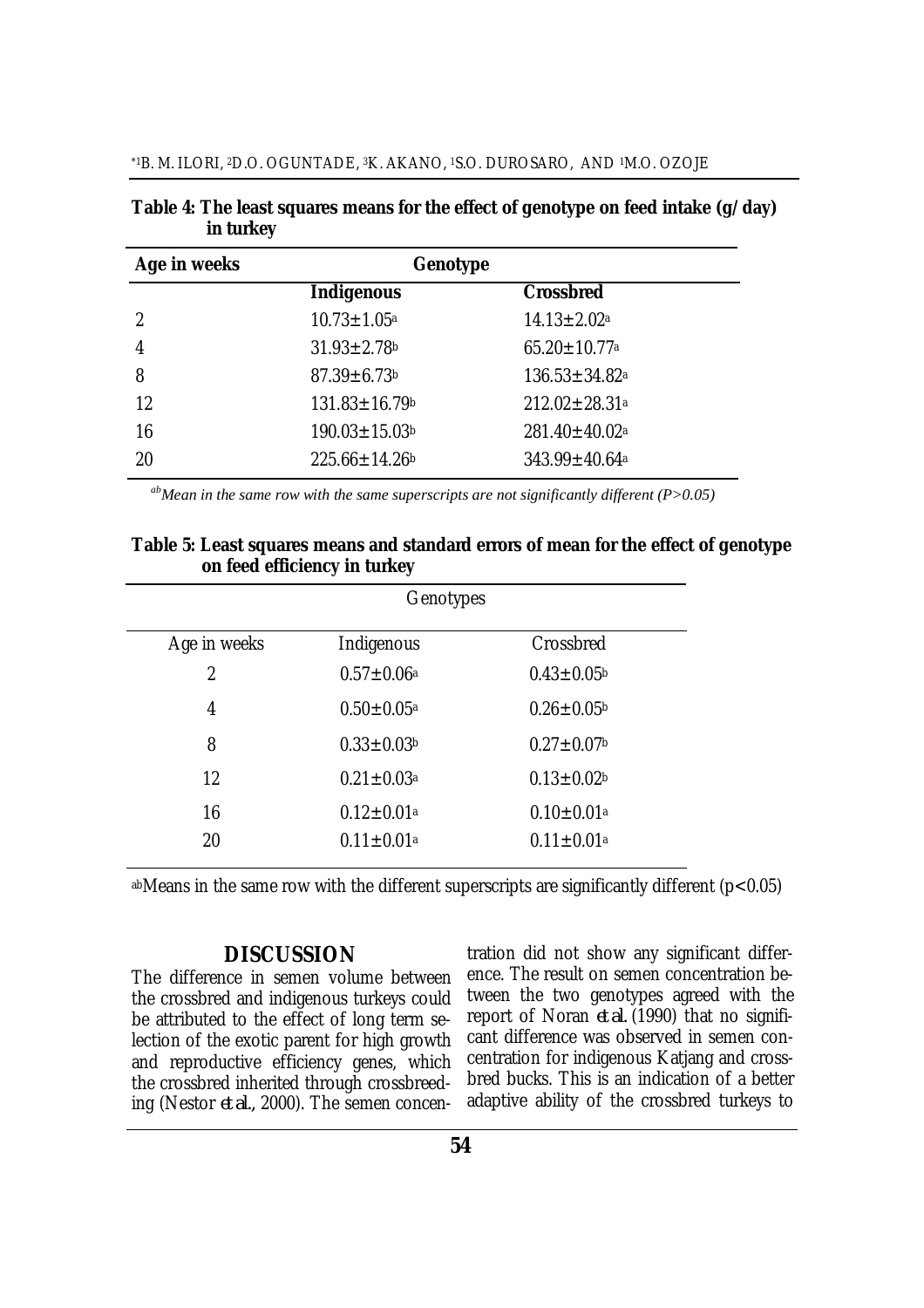**Table 4: The least squares means for the effect of genotype on feed intake (g/day) in turkey**

| Age in weeks | Genotype | |
|---|---|---|
| | **Indigenous** | **Crossbred** |
| 2 | 10.73±1.05[a] | 14.13±2.02[a] |
| 4 | 31.93±2.78[b] | 65.20±10.77[a] |
| 8 | 87.39±6.73[b] | 136.53±34.82[a] |
| 12 | 131.83±16.79[b] | 212.02±28.31[a] |
| 16 | 190.03±15.03[b] | 281.40±40.02[a] |
| 20 | 225.66±14.26[b] | 343.99±40.64[a] |

*[ab]Mean in the same row with the same superscripts are not significantly different (P>0.05)*

**Table 5: Least squares means and standard errors of mean for the effect of genotype on feed efficiency in turkey**

| | Genotypes | |
|---|---|---|
| Age in weeks | Indigenous | Crossbred |
| 2 | 0.57±0.06[a] | 0.43±0.05[b] |
| 4 | 0.50±0.05[a] | 0.26±0.05[b] |
| 8 | 0.33±0.03[b] | 0.27±0.07[b] |
| 12 | 0.21±0.03[a] | 0.13±0.02[b] |
| 16 | 0.12±0.01[a] | 0.10±0.01[a] |
| 20 | 0.11±0.01[a] | 0.11±0.01[a] |

[ab]Means in the same row with the different superscripts are significantly different ($p<0.05$)

## DISCUSSION

The difference in semen volume between the crossbred and indigenous turkeys could be attributed to the effect of long term selection of the exotic parent for high growth and reproductive efficiency genes, which the crossbred inherited through crossbreeding (Nestor *et al.*, 2000). The semen concentration did not show any significant difference. The result on semen concentration between the two genotypes agreed with the report of Noran *et al.* (1990) that no significant difference was observed in semen concentration for indigenous Katjang and crossbred bucks. This is an indication of a better adaptive ability of the crossbred turkeys to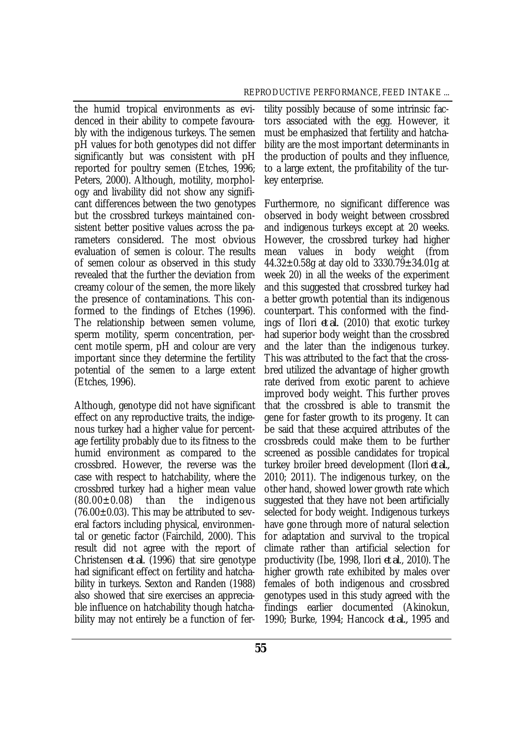the humid tropical environments as evidenced in their ability to compete favourably with the indigenous turkeys. The semen pH values for both genotypes did not differ significantly but was consistent with pH reported for poultry semen (Etches, 1996; Peters, 2000). Although, motility, morphology and livability did not show any significant differences between the two genotypes but the crossbred turkeys maintained consistent better positive values across the parameters considered. The most obvious evaluation of semen is colour. The results of semen colour as observed in this study revealed that the further the deviation from creamy colour of the semen, the more likely the presence of contaminations. This conformed to the findings of Etches (1996). The relationship between semen volume, sperm motility, sperm concentration, percent motile sperm, pH and colour are very important since they determine the fertility potential of the semen to a large extent (Etches, 1996).

Although, genotype did not have significant effect on any reproductive traits, the indigenous turkey had a higher value for percentage fertility probably due to its fitness to the humid environment as compared to the crossbred. However, the reverse was the case with respect to hatchability, where the crossbred turkey had a higher mean value ($80.00 \pm 0.08$) than the indigenous ($76.00 \pm 0.03$). This may be attributed to several factors including physical, environmental or genetic factor (Fairchild, 2000). This result did not agree with the report of Christensen *et al.* (1996) that sire genotype had significant effect on fertility and hatchability in turkeys. Sexton and Randen (1988) also showed that sire exercises an appreciable influence on hatchability though hatchability may not entirely be a function of fertility possibly because of some intrinsic factors associated with the egg. However, it must be emphasized that fertility and hatchability are the most important determinants in the production of poults and they influence, to a large extent, the profitability of the turkey enterprise.

Furthermore, no significant difference was observed in body weight between crossbred and indigenous turkeys except at 20 weeks. However, the crossbred turkey had higher mean values in body weight (from $44.32 \pm 0.58$g at day old to $3330.79 \pm 34.01$g at week 20) in all the weeks of the experiment and this suggested that crossbred turkey had a better growth potential than its indigenous counterpart. This conformed with the findings of Ilori *et al.* (2010) that exotic turkey had superior body weight than the crossbred and the later than the indigenous turkey. This was attributed to the fact that the crossbred utilized the advantage of higher growth rate derived from exotic parent to achieve improved body weight. This further proves that the crossbred is able to transmit the gene for faster growth to its progeny. It can be said that these acquired attributes of the crossbreds could make them to be further screened as possible candidates for tropical turkey broiler breed development (Ilori *et al.*, 2010; 2011). The indigenous turkey, on the other hand, showed lower growth rate which suggested that they have not been artificially selected for body weight. Indigenous turkeys have gone through more of natural selection for adaptation and survival to the tropical climate rather than artificial selection for productivity (Ibe, 1998, Ilori *et al.*, 2010). The higher growth rate exhibited by males over females of both indigenous and crossbred genotypes used in this study agreed with the findings earlier documented (Akinokun, 1990; Burke, 1994; Hancock *et al.*, 1995 and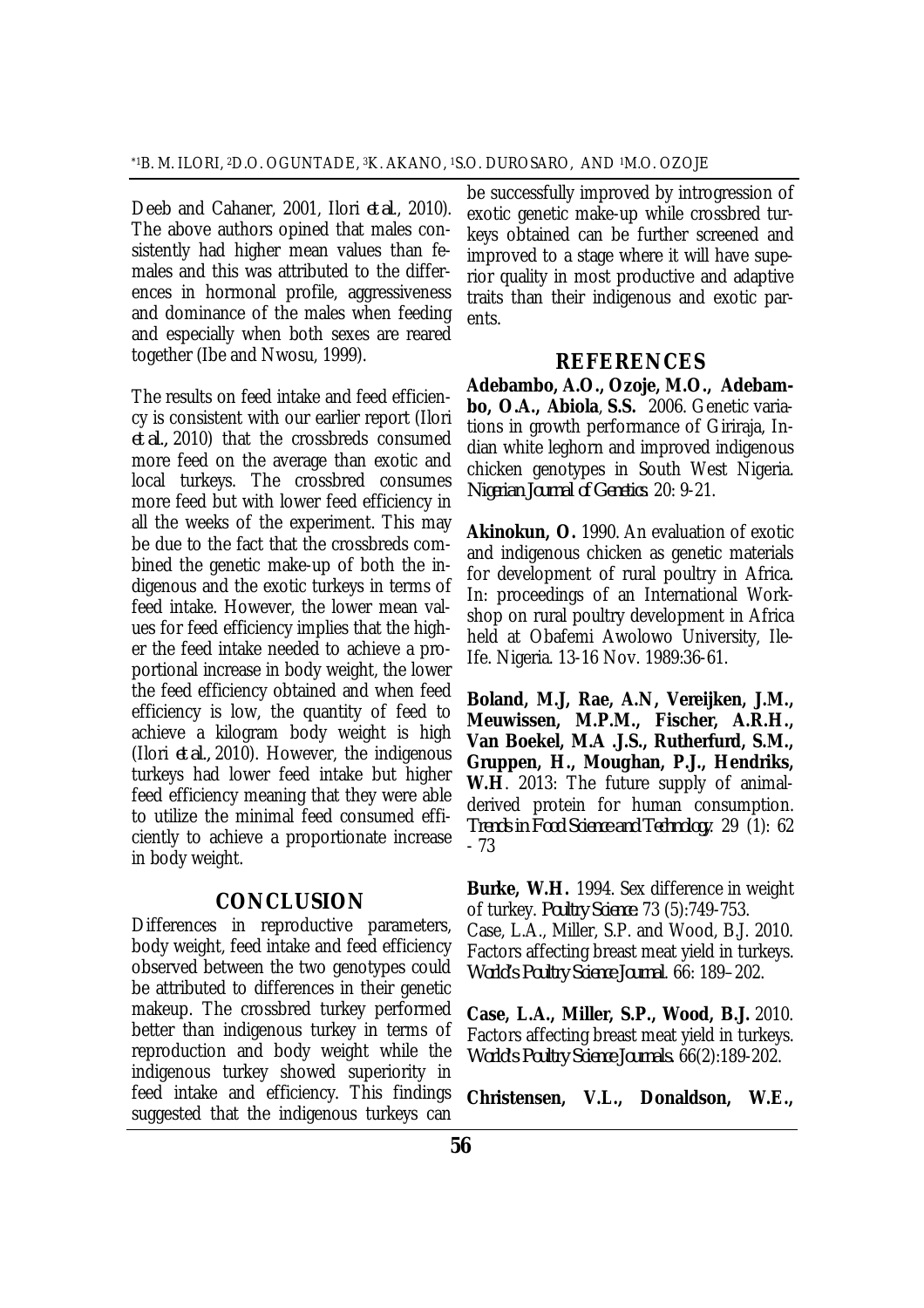Deeb and Cahaner, 2001, Ilori *et al.*, 2010). The above authors opined that males consistently had higher mean values than females and this was attributed to the differences in hormonal profile, aggressiveness and dominance of the males when feeding and especially when both sexes are reared together (Ibe and Nwosu, 1999).

The results on feed intake and feed efficiency is consistent with our earlier report (Ilori *et al.*, 2010) that the crossbreds consumed more feed on the average than exotic and local turkeys. The crossbred consumes more feed but with lower feed efficiency in all the weeks of the experiment. This may be due to the fact that the crossbreds combined the genetic make-up of both the indigenous and the exotic turkeys in terms of feed intake. However, the lower mean values for feed efficiency implies that the higher the feed intake needed to achieve a proportional increase in body weight, the lower the feed efficiency obtained and when feed efficiency is low, the quantity of feed to achieve a kilogram body weight is high (Ilori *et al.*, 2010). However, the indigenous turkeys had lower feed intake but higher feed efficiency meaning that they were able to utilize the minimal feed consumed efficiently to achieve a proportionate increase in body weight.

## CONCLUSION

Differences in reproductive parameters, body weight, feed intake and feed efficiency observed between the two genotypes could be attributed to differences in their genetic makeup. The crossbred turkey performed better than indigenous turkey in terms of reproduction and body weight while the indigenous turkey showed superiority in feed intake and efficiency. This findings suggested that the indigenous turkeys can be successfully improved by introgression of exotic genetic make-up while crossbred turkeys obtained can be further screened and improved to a stage where it will have superior quality in most productive and adaptive traits than their indigenous and exotic parents.

## REFERENCES

**Adebambo, A.O., Ozoje, M.O., Adebambo, O.A., Abiola**, **S.S.** 2006. Genetic variations in growth performance of Giriraja, Indian white leghorn and improved indigenous chicken genotypes in South West Nigeria. *Nigerian Journal of Genetics*. 20: 9-21.

**Akinokun, O.** 1990. An evaluation of exotic and indigenous chicken as genetic materials for development of rural poultry in Africa. In: proceedings of an International Workshop on rural poultry development in Africa held at Obafemi Awolowo University, Ile-Ife. Nigeria. 13-16 Nov. 1989:36-61.

**Boland, M.J, Rae, A.N, Vereijken, J.M., Meuwissen, M.P.M., Fischer, A.R.H., Van Boekel, M.A .J.S., Rutherfurd, S.M., Gruppen, H., Moughan, P.J., Hendriks, W.H**. 2013: The future supply of animal-derived protein for human consumption. *Trends in Food Science and Technology*. 29 (1): 62 - 73

**Burke, W.H.** 1994. Sex difference in weight of turkey. *Poultry Science*. 73 (5):749-753.
Case, L.A., Miller, S.P. and Wood, B.J. 2010. Factors affecting breast meat yield in turkeys. *World's Poultry Science Journal*. 66: 189–202.

**Case, L.A., Miller, S.P., Wood, B.J.** 2010. Factors affecting breast meat yield in turkeys. *World's Poultry Science Journals*. 66(2):189-202.

**Christensen, V.L., Donaldson, W.E.,**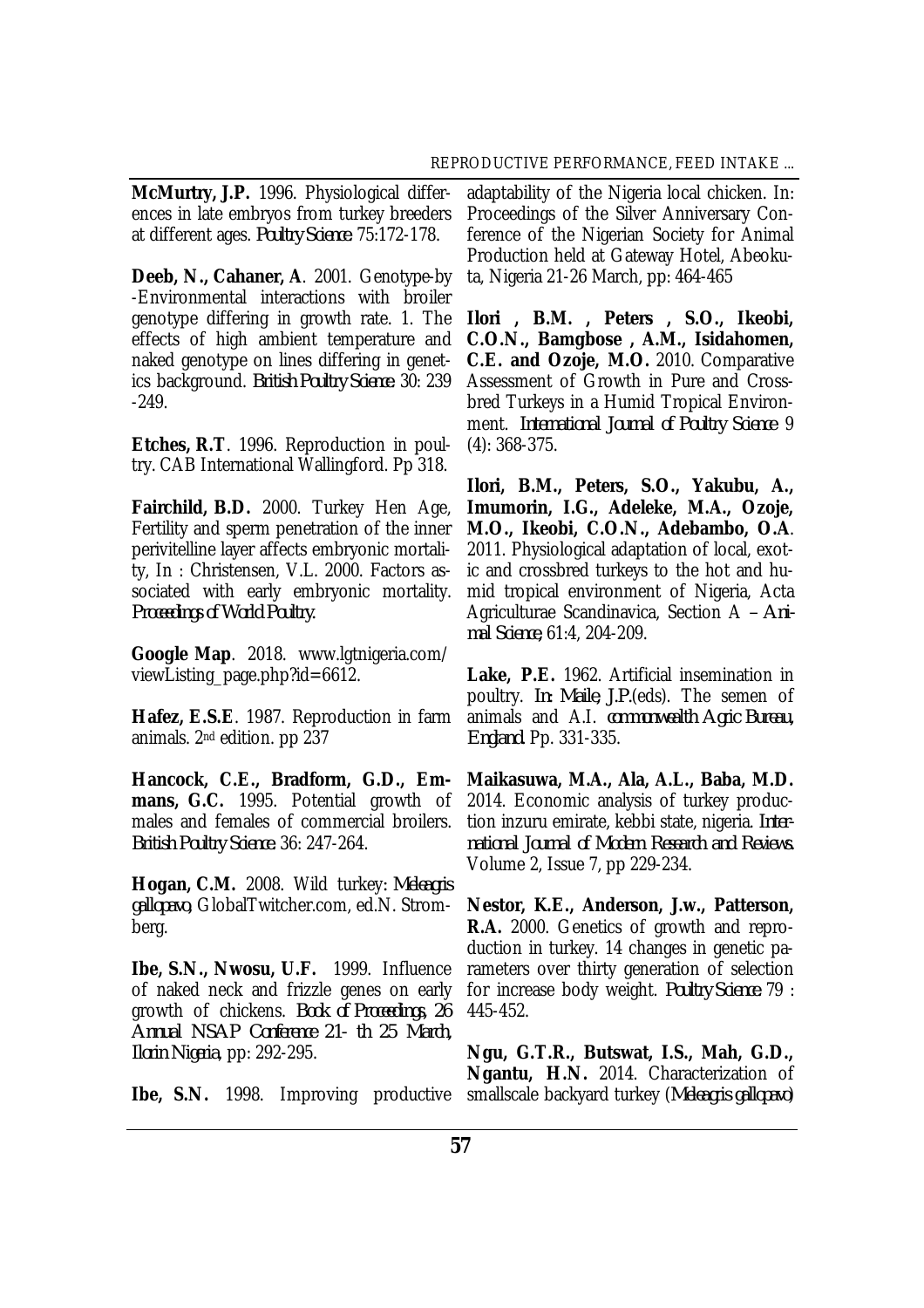**McMurtry, J.P.** 1996. Physiological differences in late embryos from turkey breeders at different ages. *Poultry Science* 75:172-178.

**Deeb, N., Cahaner, A**. 2001. Genotype-by -Environmental interactions with broiler genotype differing in growth rate. 1. The effects of high ambient temperature and naked genotype on lines differing in genetics background. *British Poultry Science* 30: 239 -249.

**Etches, R.T**. 1996. Reproduction in poultry. CAB International Wallingford. Pp 318.

**Fairchild, B.D.** 2000. Turkey Hen Age, Fertility and sperm penetration of the inner perivitelline layer affects embryonic mortality, In : Christensen, V.L. 2000. Factors associated with early embryonic mortality. *Proceedings of World Poultry.*

**Google Map**. 2018. www.lgtnigeria.com/viewListing_page.php?id=6612.

**Hafez, E.S.E**. 1987. Reproduction in farm animals. 2nd edition. pp 237

**Hancock, C.E., Bradform, G.D., Emmans, G.C.** 1995. Potential growth of males and females of commercial broilers. *British Poultry Science*. 36: 247-264.

**Hogan, C.M.** 2008. Wild turkey: *Meleagris gallopavo*, GlobalTwitcher.com, ed.N. Stromberg.

**Ibe, S.N., Nwosu, U.F.** 1999. Influence of naked neck and frizzle genes on early growth of chickens. *Book of Proceedings, 26 Annual NSAP Conference 21- th 25 March, Ilorin Nigeria*, pp: 292-295.

**Ibe, S.N.** 1998. Improving productive adaptability of the Nigeria local chicken. In: Proceedings of the Silver Anniversary Conference of the Nigerian Society for Animal Production held at Gateway Hotel, Abeokuta, Nigeria 21-26 March, pp: 464-465

**Ilori , B.M. , Peters , S.O., Ikeobi, C.O.N., Bamgbose , A.M., Isidahomen, C.E. and Ozoje, M.O.** 2010. Comparative Assessment of Growth in Pure and Crossbred Turkeys in a Humid Tropical Environment. *International Journal of Poultry Science* 9 (4): 368-375.

**Ilori, B.M., Peters, S.O., Yakubu, A., Imumorin, I.G., Adeleke, M.A., Ozoje, M.O., Ikeobi, C.O.N., Adebambo, O.A**. 2011. Physiological adaptation of local, exotic and crossbred turkeys to the hot and humid tropical environment of Nigeria, Acta Agriculturae Scandinavica, Section A – *Animal Science*, 61:4, 204-209.

**Lake, P.E.** 1962. Artificial insemination in poultry. *In: Maile, J.P.*(eds). The semen of animals and A.I. *commonwealth Agric Bureau, England.* Pp. 331-335.

**Maikasuwa, M.A., Ala, A.L., Baba, M.D.** 2014. Economic analysis of turkey production inzuru emirate, kebbi state, nigeria. *International Journal of Modern Research and Reviews*. Volume 2, Issue 7, pp 229-234.

**Nestor, K.E., Anderson, J.w., Patterson, R.A.** 2000. Genetics of growth and reproduction in turkey. 14 changes in genetic parameters over thirty generation of selection for increase body weight. *Poultry Science*. 79 : 445-452.

**Ngu, G.T.R., Butswat, I.S., Mah, G.D., Ngantu, H.N.** 2014. Characterization of smallscale backyard turkey (*Meleagris gallopavo*)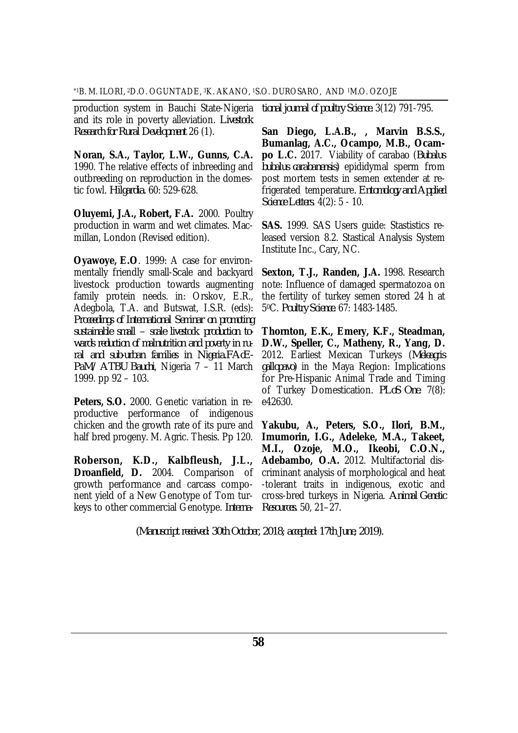production system in Bauchi State-Nigeria and its role in poverty alleviation. *Livestock Research for Rural Development* 26 (1).

**Noran, S.A., Taylor, L.W., Gunns, C.A.** 1990. The relative effects of inbreeding and outbreeding on reproduction in the domestic fowl. *Hilgardia.* 60: 529-628.

**Oluyemi, J.A., Robert, F.A.** 2000. Poultry production in warm and wet climates. Macmillan, London (Revised edition).

**Oyawoye, E.O**. 1999: A case for environmentally friendly small-Scale and backyard livestock production towards augmenting family protein needs. in: Orskov, E.R., Adegbola, T.A. and Butswat, I.S.R. (eds): *Proceedings of International Seminar on promoting sustainable small – scale livestock production towards reduction of malnutrition and poverty in rural and sub-urban families in Nigeria.FACE-PaM/ ATBU Bauchi*, Nigeria 7 – 11 March 1999. pp 92 – 103.

**Peters, S.O.** 2000. Genetic variation in reproductive performance of indigenous chicken and the growth rate of its pure and half bred progeny. M. Agric. Thesis. Pp 120.

**Roberson, K.D., Kalbfleush, J.L., Droanfield, D.** 2004. Comparison of growth performance and carcass component yield of a New Genotype of Tom turkeys to other commercial Genotype. *International journal of poultry Science.* 3(12) 791-795.

**San Diego, L.A.B., , Marvin B.S.S., Bumanlag, A.C., Ocampo, M.B., Ocampo L.C.** 2017. Viability of carabao (*Bubalus bubalus carabanensis*) epididymal sperm from post mortem tests in semen extender at refrigerated temperature. *Entomology and Applied Science Letters.* 4(2): 5 - 10.

**SAS.** 1999. SAS Users guide: Stastistics released version 8.2. Stastical Analysis System Institute Inc., Cary, NC.

**Sexton, T.J., Randen, J.A.** 1998. Research note: Influence of damaged spermatozoa on the fertility of turkey semen stored 24 h at 5$^0$C. *Poultry Science.* 67: 1483-1485.

**Thornton, E.K., Emery, K.F., Steadman, D.W., Speller, C., Matheny, R., Yang, D.** 2012. Earliest Mexican Turkeys (*Meleagris gallopavo*) in the Maya Region: Implications for Pre-Hispanic Animal Trade and Timing of Turkey Domestication. *PLoS One* 7(8): e42630.

**Yakubu, A., Peters, S.O., Ilori, B.M., Imumorin, I.G., Adeleke, M.A., Takeet, M.I., Ozoje, M.O., Ikeobi, C.O.N., Adebambo, O.A.** 2012. Multifactorial discriminant analysis of morphological and heat -tolerant traits in indigenous, exotic and cross-bred turkeys in Nigeria. *Animal Genetic Resources.* 50, 21–27.

*(Manuscript received: 30th October, 2018; accepted: 17th June, 2019).*